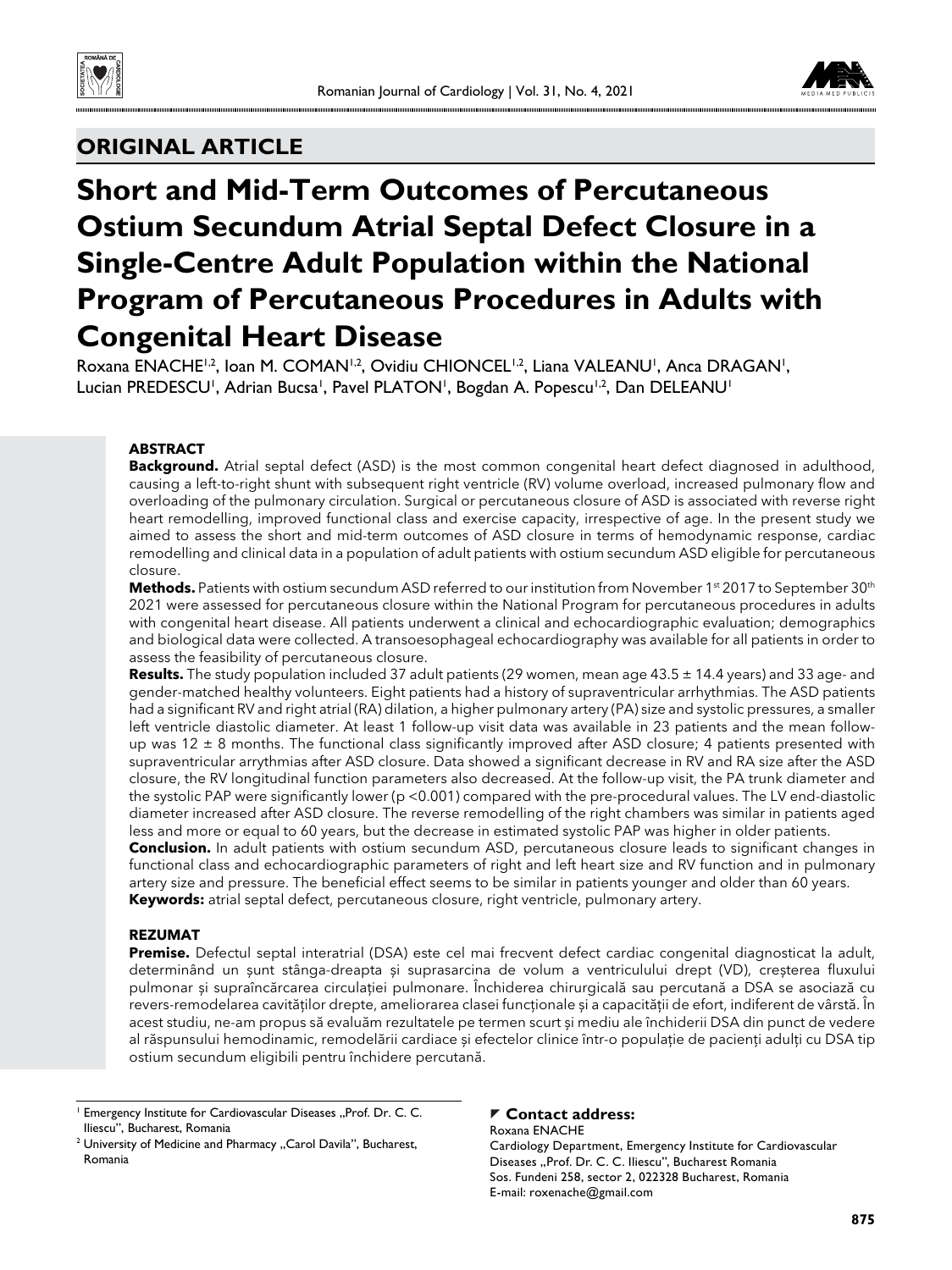## ORIGINAL ARTICLE

# Short and Mid-Term Outcomes of Percutaneous Ostium Secundum Atrial Septal Defect Closure in a Single-Centre Adult Population within the National Program of Percutaneous Procedures in Adults with Congenital Heart Disease

Roxana ENACHE[1,2], Ioan M. COMAN[1,2], Ovidiu CHIONCEL[1,2], Liana VALEANU[1], Anca DRAGAN[1], Lucian PREDESCU[1], Adrian Bucsa[1], Pavel PLATON[1], Bogdan A. Popescu[1,2], Dan DELEANU[1]

### ABSTRACT

**Background.** Atrial septal defect (ASD) is the most common congenital heart defect diagnosed in adulthood, causing a left-to-right shunt with subsequent right ventricle (RV) volume overload, increased pulmonary flow and overloading of the pulmonary circulation. Surgical or percutaneous closure of ASD is associated with reverse right heart remodelling, improved functional class and exercise capacity, irrespective of age. In the present study we aimed to assess the short and mid-term outcomes of ASD closure in terms of hemodynamic response, cardiac remodelling and clinical data in a population of adult patients with ostium secundum ASD eligible for percutaneous closure.

**Methods.** Patients with ostium secundum ASD referred to our institution from November 1[st] 2017 to September 30[th] 2021 were assessed for percutaneous closure within the National Program for percutaneous procedures in adults with congenital heart disease. All patients underwent a clinical and echocardiographic evaluation; demographics and biological data were collected. A transoesophageal echocardiography was available for all patients in order to assess the feasibility of percutaneous closure.

**Results.** The study population included 37 adult patients (29 women, mean age 43.5 ± 14.4 years) and 33 age- and gender-matched healthy volunteers. Eight patients had a history of supraventricular arrhythmias. The ASD patients had a significant RV and right atrial (RA) dilation, a higher pulmonary artery (PA) size and systolic pressures, a smaller left ventricle diastolic diameter. At least 1 follow-up visit data was available in 23 patients and the mean follow-up was 12 ± 8 months. The functional class significantly improved after ASD closure; 4 patients presented with supraventricular arrythmias after ASD closure. Data showed a significant decrease in RV and RA size after the ASD closure, the RV longitudinal function parameters also decreased. At the follow-up visit, the PA trunk diameter and the systolic PAP were significantly lower ($p < 0.001$) compared with the pre-procedural values. The LV end-diastolic diameter increased after ASD closure. The reverse remodelling of the right chambers was similar in patients aged less and more or equal to 60 years, but the decrease in estimated systolic PAP was higher in older patients.

**Conclusion.** In adult patients with ostium secundum ASD, percutaneous closure leads to significant changes in functional class and echocardiographic parameters of right and left heart size and RV function and in pulmonary artery size and pressure. The beneficial effect seems to be similar in patients younger and older than 60 years.

**Keywords:** atrial septal defect, percutaneous closure, right ventricle, pulmonary artery.

### REZUMAT

**Premise.** Defectul septal interatrial (DSA) este cel mai frecvent defect cardiac congenital diagnosticat la adult, determinând un șunt stânga-dreapta și suprasarcina de volum a ventriculului drept (VD), creșterea fluxului pulmonar și supraîncărcarea circulației pulmonare. Închiderea chirurgicală sau percutană a DSA se asociază cu revers-remodelarea cavităților drepte, ameliorarea clasei funcționale și a capacității de efort, indiferent de vârstă. În acest studiu, ne-am propus să evaluăm rezultatele pe termen scurt și mediu ale închiderii DSA din punct de vedere al răspunsului hemodinamic, remodelării cardiace și efectelor clinice într-o populație de pacienți adulți cu DSA tip ostium secundum eligibili pentru închidere percutană.

---

[1] Emergency Institute for Cardiovascular Diseases „Prof. Dr. C. C. Iliescu", Bucharest, Romania

[2] University of Medicine and Pharmacy „Carol Davila", Bucharest, Romania

**Contact address:**
Roxana ENACHE
Cardiology Department, Emergency Institute for Cardiovascular Diseases „Prof. Dr. C. C. Iliescu", Bucharest Romania
Sos. Fundeni 258, sector 2, 022328 Bucharest, Romania
E-mail: roxenache@gmail.com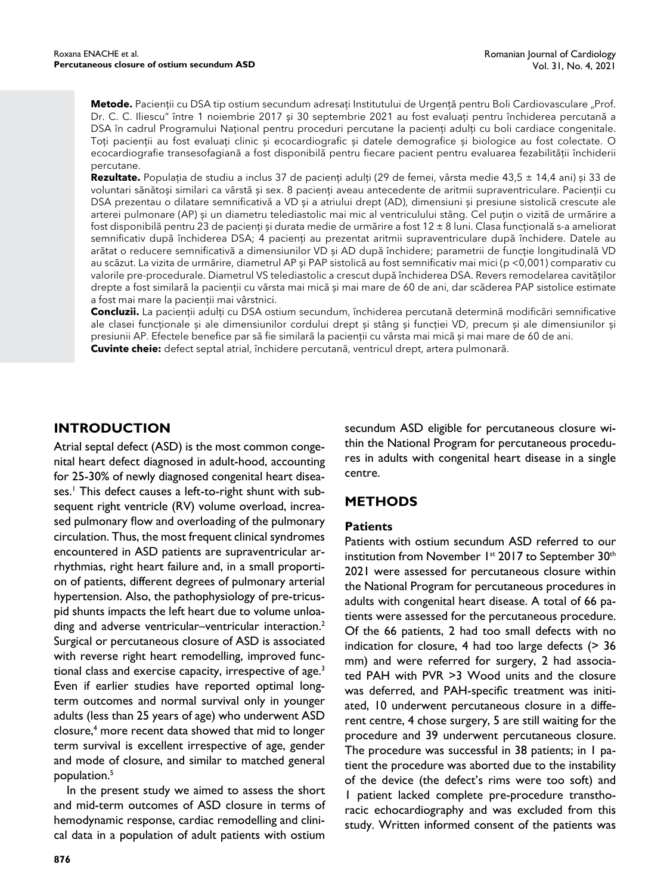**Metode.** Pacienții cu DSA tip ostium secundum adresați Institutului de Urgență pentru Boli Cardiovasculare „Prof. Dr. C. C. Iliescu" între 1 noiembrie 2017 și 30 septembrie 2021 au fost evaluați pentru închiderea percutană a DSA în cadrul Programului Național pentru proceduri percutane la pacienți adulți cu boli cardiace congenitale. Toți pacienții au fost evaluați clinic și ecocardiografic și datele demografice și biologice au fost colectate. O ecocardiografie transesofagiană a fost disponibilă pentru fiecare pacient pentru evaluarea fezabilității închiderii percutane.

**Rezultate.** Populația de studiu a inclus 37 de pacienți adulți (29 de femei, vârsta medie 43,5 ± 14,4 ani) și 33 de voluntari sănătoși similari ca vârstă și sex. 8 pacienți aveau antecedente de aritmii supraventriculare. Pacienții cu DSA prezentau o dilatare semnificativă a VD și a atriului drept (AD), dimensiuni și presiune sistolică crescute ale arterei pulmonare (AP) și un diametru telediastolic mai mic al ventriculului stâng. Cel puțin o vizită de urmărire a fost disponibilă pentru 23 de pacienți și durata medie de urmărire a fost 12 ± 8 luni. Clasa funcțională s-a ameliorat semnificativ după închiderea DSA; 4 pacienți au prezentat aritmii supraventriculare după închidere. Datele au arătat o reducere semnificativă a dimensiunilor VD și AD după închidere; parametrii de funcție longitudinală VD au scăzut. La vizita de urmărire, diametrul AP și PAP sistolică au fost semnificativ mai mici (p <0,001) comparativ cu valorile pre-procedurale. Diametrul VS telediastolic a crescut după închiderea DSA. Revers remodelarea cavităților drepte a fost similară la pacienții cu vârsta mai mică și mai mare de 60 de ani, dar scăderea PAP sistolice estimate a fost mai mare la pacienții mai vârstnici.

**Concluzii.** La pacienții adulți cu DSA ostium secundum, închiderea percutană determină modificări semnificative ale clasei funcționale și ale dimensiunilor cordului drept și stâng și funcției VD, precum și ale dimensiunilor și presiunii AP. Efectele benefice par să fie similară la pacienții cu vârsta mai mică și mai mare de 60 de ani.

**Cuvinte cheie:** defect septal atrial, închidere percutană, ventricul drept, artera pulmonară.

## INTRODUCTION

Atrial septal defect (ASD) is the most common congenital heart defect diagnosed in adult-hood, accounting for 25-30% of newly diagnosed congenital heart diseases.[1] This defect causes a left-to-right shunt with subsequent right ventricle (RV) volume overload, increased pulmonary flow and overloading of the pulmonary circulation. Thus, the most frequent clinical syndromes encountered in ASD patients are supraventricular arrhythmias, right heart failure and, in a small proportion of patients, different degrees of pulmonary arterial hypertension. Also, the pathophysiology of pre-tricuspid shunts impacts the left heart due to volume unloading and adverse ventricular–ventricular interaction.[2] Surgical or percutaneous closure of ASD is associated with reverse right heart remodelling, improved functional class and exercise capacity, irrespective of age.[3] Even if earlier studies have reported optimal long-term outcomes and normal survival only in younger adults (less than 25 years of age) who underwent ASD closure,[4] more recent data showed that mid to longer term survival is excellent irrespective of age, gender and mode of closure, and similar to matched general population.[5]

In the present study we aimed to assess the short and mid-term outcomes of ASD closure in terms of hemodynamic response, cardiac remodelling and clinical data in a population of adult patients with ostium secundum ASD eligible for percutaneous closure within the National Program for percutaneous procedures in adults with congenital heart disease in a single centre.

## METHODS

### Patients

Patients with ostium secundum ASD referred to our institution from November 1st 2017 to September 30th 2021 were assessed for percutaneous closure within the National Program for percutaneous procedures in adults with congenital heart disease. A total of 66 patients were assessed for the percutaneous procedure. Of the 66 patients, 2 had too small defects with no indication for closure, 4 had too large defects (> 36 mm) and were referred for surgery, 2 had associated PAH with PVR >3 Wood units and the closure was deferred, and PAH-specific treatment was initiated, 10 underwent percutaneous closure in a different centre, 4 chose surgery, 5 are still waiting for the procedure and 39 underwent percutaneous closure. The procedure was successful in 38 patients; in 1 patient the procedure was aborted due to the instability of the device (the defect's rims were too soft) and 1 patient lacked complete pre-procedure transthoracic echocardiography and was excluded from this study. Written informed consent of the patients was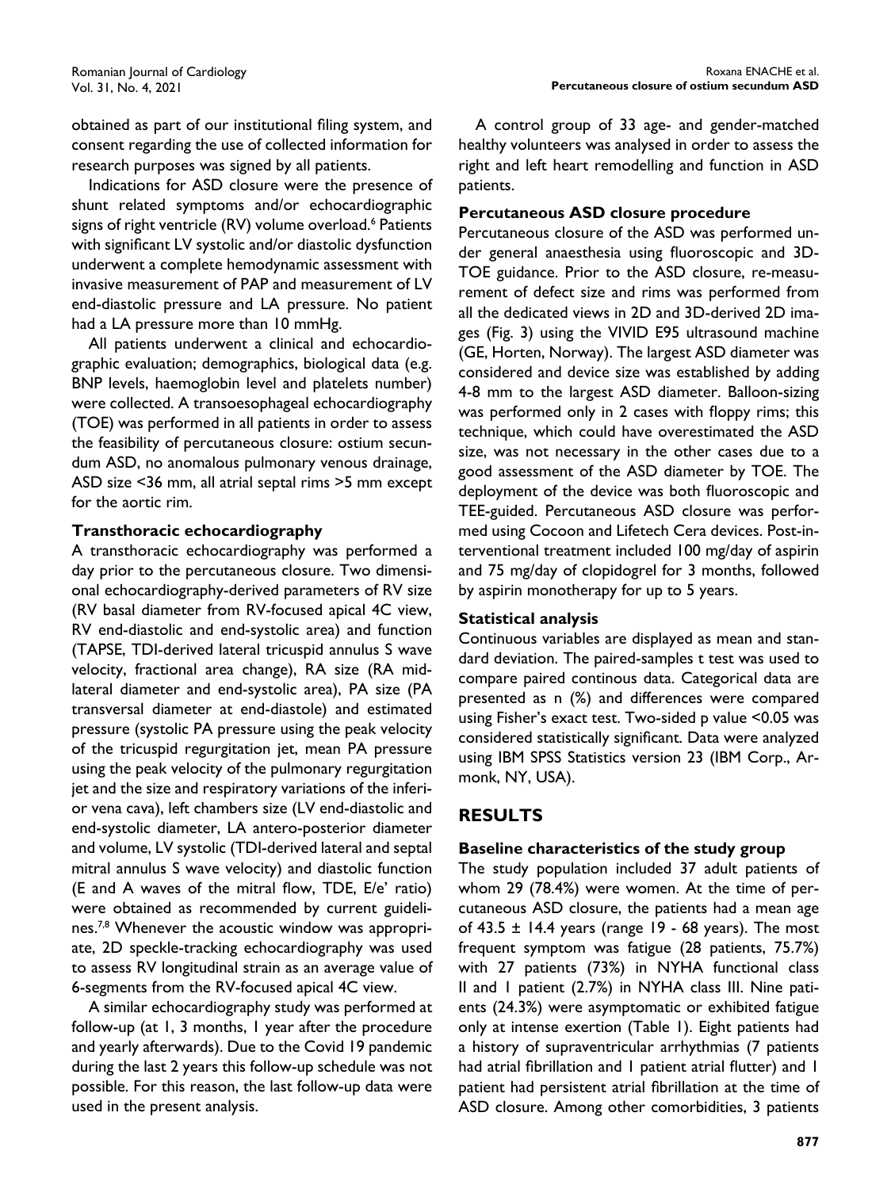obtained as part of our institutional filing system, and consent regarding the use of collected information for research purposes was signed by all patients.

Indications for ASD closure were the presence of shunt related symptoms and/or echocardiographic signs of right ventricle (RV) volume overload.[6] Patients with significant LV systolic and/or diastolic dysfunction underwent a complete hemodynamic assessment with invasive measurement of PAP and measurement of LV end-diastolic pressure and LA pressure. No patient had a LA pressure more than 10 mmHg.

All patients underwent a clinical and echocardiographic evaluation; demographics, biological data (e.g. BNP levels, haemoglobin level and platelets number) were collected. A transoesophageal echocardiography (TOE) was performed in all patients in order to assess the feasibility of percutaneous closure: ostium secundum ASD, no anomalous pulmonary venous drainage, ASD size <36 mm, all atrial septal rims >5 mm except for the aortic rim.

### Transthoracic echocardiography

A transthoracic echocardiography was performed a day prior to the percutaneous closure. Two dimensional echocardiography-derived parameters of RV size (RV basal diameter from RV-focused apical 4C view, RV end-diastolic and end-systolic area) and function (TAPSE, TDI-derived lateral tricuspid annulus S wave velocity, fractional area change), RA size (RA mid-lateral diameter and end-systolic area), PA size (PA transversal diameter at end-diastole) and estimated pressure (systolic PA pressure using the peak velocity of the tricuspid regurgitation jet, mean PA pressure using the peak velocity of the pulmonary regurgitation jet and the size and respiratory variations of the inferior vena cava), left chambers size (LV end-diastolic and end-systolic diameter, LA antero-posterior diameter and volume, LV systolic (TDI-derived lateral and septal mitral annulus S wave velocity) and diastolic function (E and A waves of the mitral flow, TDE, E/e' ratio) were obtained as recommended by current guidelines.[7,8] Whenever the acoustic window was appropriate, 2D speckle-tracking echocardiography was used to assess RV longitudinal strain as an average value of 6-segments from the RV-focused apical 4C view.

A similar echocardiography study was performed at follow-up (at 1, 3 months, 1 year after the procedure and yearly afterwards). Due to the Covid 19 pandemic during the last 2 years this follow-up schedule was not possible. For this reason, the last follow-up data were used in the present analysis.

A control group of 33 age- and gender-matched healthy volunteers was analysed in order to assess the right and left heart remodelling and function in ASD patients.

### Percutaneous ASD closure procedure

Percutaneous closure of the ASD was performed under general anaesthesia using fluoroscopic and 3D-TOE guidance. Prior to the ASD closure, re-measurement of defect size and rims was performed from all the dedicated views in 2D and 3D-derived 2D images (Fig. 3) using the VIVID E95 ultrasound machine (GE, Horten, Norway). The largest ASD diameter was considered and device size was established by adding 4-8 mm to the largest ASD diameter. Balloon-sizing was performed only in 2 cases with floppy rims; this technique, which could have overestimated the ASD size, was not necessary in the other cases due to a good assessment of the ASD diameter by TOE. The deployment of the device was both fluoroscopic and TEE-guided. Percutaneous ASD closure was performed using Cocoon and Lifetech Cera devices. Post-interventional treatment included 100 mg/day of aspirin and 75 mg/day of clopidogrel for 3 months, followed by aspirin monotherapy for up to 5 years.

### Statistical analysis

Continuous variables are displayed as mean and standard deviation. The paired-samples t test was used to compare paired continous data. Categorical data are presented as n (%) and differences were compared using Fisher's exact test. Two-sided p value <0.05 was considered statistically significant. Data were analyzed using IBM SPSS Statistics version 23 (IBM Corp., Armonk, NY, USA).

## RESULTS

### Baseline characteristics of the study group

The study population included 37 adult patients of whom 29 (78.4%) were women. At the time of percutaneous ASD closure, the patients had a mean age of 43.5 ± 14.4 years (range 19 - 68 years). The most frequent symptom was fatigue (28 patients, 75.7%) with 27 patients (73%) in NYHA functional class II and 1 patient (2.7%) in NYHA class III. Nine patients (24.3%) were asymptomatic or exhibited fatigue only at intense exertion (Table 1). Eight patients had a history of supraventricular arrhythmias (7 patients had atrial fibrillation and 1 patient atrial flutter) and 1 patient had persistent atrial fibrillation at the time of ASD closure. Among other comorbidities, 3 patients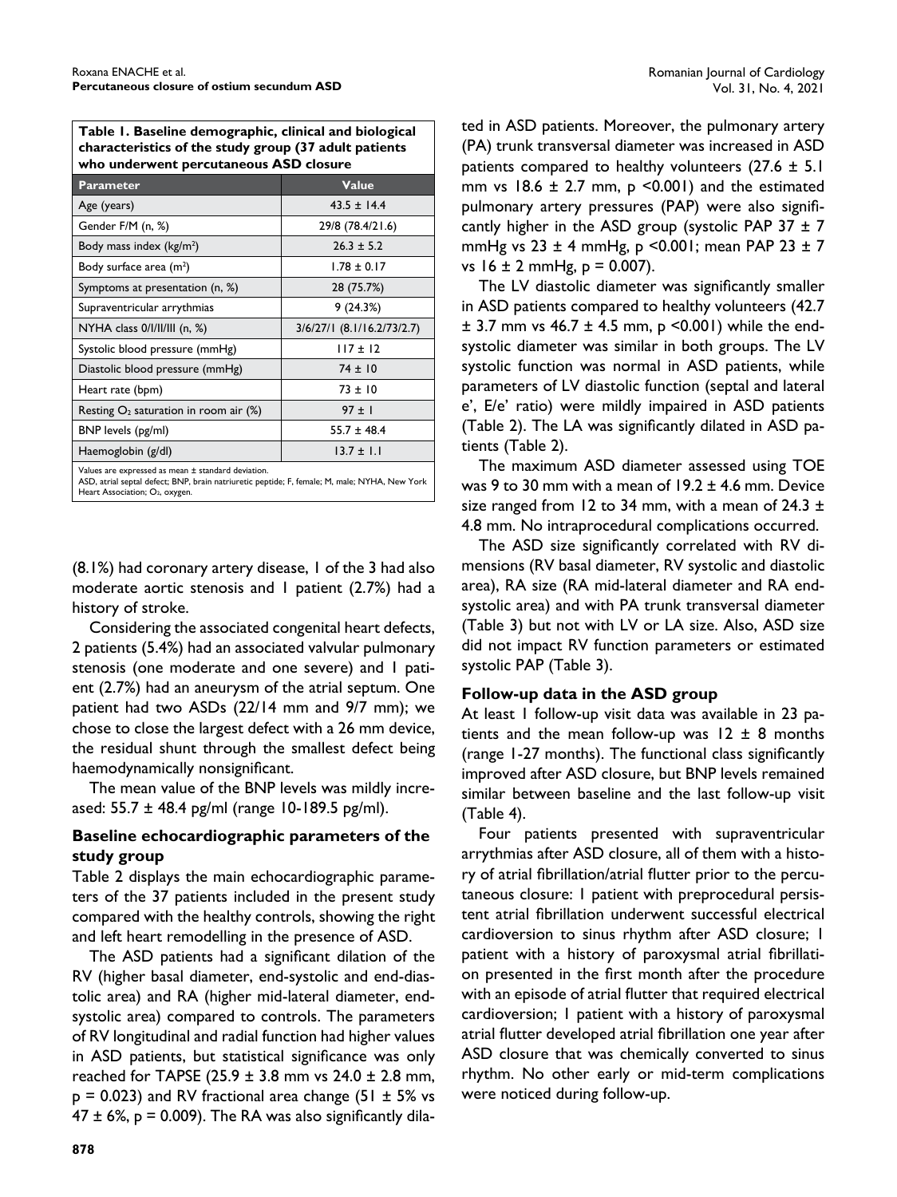**Table 1. Baseline demographic, clinical and biological characteristics of the study group (37 adult patients who underwent percutaneous ASD closure**

| Parameter | Value |
|---|---|
| Age (years) | 43.5 ± 14.4 |
| Gender F/M (n, %) | 29/8 (78.4/21.6) |
| Body mass index (kg/m$^2$) | 26.3 ± 5.2 |
| Body surface area (m$^2$) | 1.78 ± 0.17 |
| Symptoms at presentation (n, %) | 28 (75.7%) |
| Supraventricular arrythmias | 9 (24.3%) |
| NYHA class 0/I/II/III (n, %) | 3/6/27/1 (8.1/16.2/73/2.7) |
| Systolic blood pressure (mmHg) | 117 ± 12 |
| Diastolic blood pressure (mmHg) | 74 ± 10 |
| Heart rate (bpm) | 73 ± 10 |
| Resting $O_2$ saturation in room air (%) | 97 ± 1 |
| BNP levels (pg/ml) | 55.7 ± 48.4 |
| Haemoglobin (g/dl) | 13.7 ± 1.1 |

Values are expressed as mean ± standard deviation.
ASD, atrial septal defect; BNP, brain natriuretic peptide; F, female; M, male; NYHA, New York Heart Association; $O_2$, oxygen.

(8.1%) had coronary artery disease, 1 of the 3 had also moderate aortic stenosis and 1 patient (2.7%) had a history of stroke.

Considering the associated congenital heart defects, 2 patients (5.4%) had an associated valvular pulmonary stenosis (one moderate and one severe) and 1 patient (2.7%) had an aneurysm of the atrial septum. One patient had two ASDs (22/14 mm and 9/7 mm); we chose to close the largest defect with a 26 mm device, the residual shunt through the smallest defect being haemodynamically nonsignificant.

The mean value of the BNP levels was mildly increased: 55.7 ± 48.4 pg/ml (range 10-189.5 pg/ml).

### Baseline echocardiographic parameters of the study group

Table 2 displays the main echocardiographic parameters of the 37 patients included in the present study compared with the healthy controls, showing the right and left heart remodelling in the presence of ASD.

The ASD patients had a significant dilation of the RV (higher basal diameter, end-systolic and end-diastolic area) and RA (higher mid-lateral diameter, end-systolic area) compared to controls. The parameters of RV longitudinal and radial function had higher values in ASD patients, but statistical significance was only reached for TAPSE (25.9 ± 3.8 mm vs 24.0 ± 2.8 mm, $p = 0.023$) and RV fractional area change (51 ± 5% vs 47 ± 6%, $p = 0.009$). The RA was also significantly dilated in ASD patients. Moreover, the pulmonary artery (PA) trunk transversal diameter was increased in ASD patients compared to healthy volunteers (27.6 ± 5.1 mm vs 18.6 ± 2.7 mm, $p < 0.001$) and the estimated pulmonary artery pressures (PAP) were also significantly higher in the ASD group (systolic PAP 37 ± 7 mmHg vs 23 ± 4 mmHg, $p < 0.001$; mean PAP 23 ± 7 vs 16 ± 2 mmHg, $p = 0.007$).

The LV diastolic diameter was significantly smaller in ASD patients compared to healthy volunteers (42.7 ± 3.7 mm vs 46.7 ± 4.5 mm, $p < 0.001$) while the end-systolic diameter was similar in both groups. The LV systolic function was normal in ASD patients, while parameters of LV diastolic function (septal and lateral e', E/e' ratio) were mildly impaired in ASD patients (Table 2). The LA was significantly dilated in ASD patients (Table 2).

The maximum ASD diameter assessed using TOE was 9 to 30 mm with a mean of 19.2 ± 4.6 mm. Device size ranged from 12 to 34 mm, with a mean of 24.3 ± 4.8 mm. No intraprocedural complications occurred.

The ASD size significantly correlated with RV dimensions (RV basal diameter, RV systolic and diastolic area), RA size (RA mid-lateral diameter and RA end-systolic area) and with PA trunk transversal diameter (Table 3) but not with LV or LA size. Also, ASD size did not impact RV function parameters or estimated systolic PAP (Table 3).

### Follow-up data in the ASD group

At least 1 follow-up visit data was available in 23 patients and the mean follow-up was 12 ± 8 months (range 1-27 months). The functional class significantly improved after ASD closure, but BNP levels remained similar between baseline and the last follow-up visit (Table 4).

Four patients presented with supraventricular arrythmias after ASD closure, all of them with a history of atrial fibrillation/atrial flutter prior to the percutaneous closure: 1 patient with preprocedural persistent atrial fibrillation underwent successful electrical cardioversion to sinus rhythm after ASD closure; 1 patient with a history of paroxysmal atrial fibrillation presented in the first month after the procedure with an episode of atrial flutter that required electrical cardioversion; 1 patient with a history of paroxysmal atrial flutter developed atrial fibrillation one year after ASD closure that was chemically converted to sinus rhythm. No other early or mid-term complications were noticed during follow-up.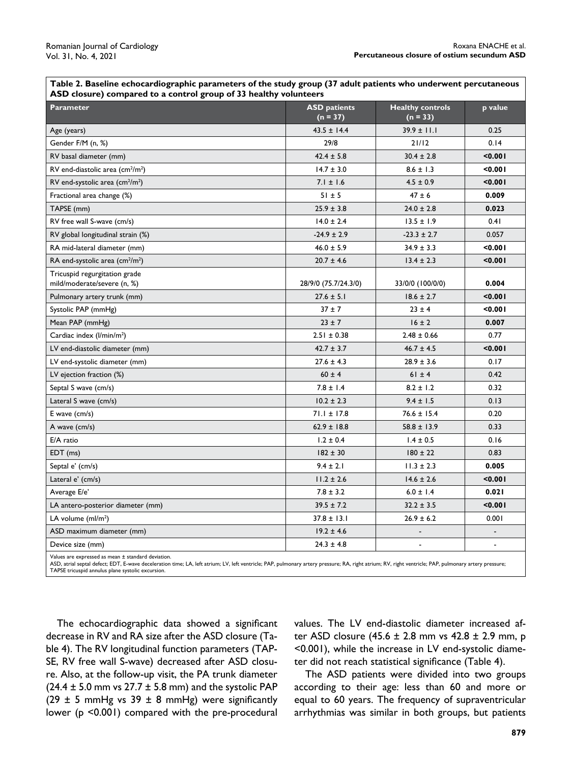**Table 2. Baseline echocardiographic parameters of the study group (37 adult patients who underwent percutaneous ASD closure) compared to a control group of 33 healthy volunteers**

| Parameter | ASD patients (n = 37) | Healthy controls (n = 33) | p value |
|---|---|---|---|
| Age (years) | 43.5 ± 14.4 | 39.9 ± 11.1 | 0.25 |
| Gender F/M (n, %) | 29/8 | 21/12 | 0.14 |
| RV basal diameter (mm) | 42.4 ± 5.8 | 30.4 ± 2.8 | **<0.001** |
| RV end-diastolic area ($cm^2/m^2$) | 14.7 ± 3.0 | 8.6 ± 1.3 | **<0.001** |
| RV end-systolic area ($cm^2/m^2$) | 7.1 ± 1.6 | 4.5 ± 0.9 | **<0.001** |
| Fractional area change (%) | 51 ± 5 | 47 ± 6 | **0.009** |
| TAPSE (mm) | 25.9 ± 3.8 | 24.0 ± 2.8 | **0.023** |
| RV free wall S-wave (cm/s) | 14.0 ± 2.4 | 13.5 ± 1.9 | 0.41 |
| RV global longitudinal strain (%) | -24.9 ± 2.9 | -23.3 ± 2.7 | 0.057 |
| RA mid-lateral diameter (mm) | 46.0 ± 5.9 | 34.9 ± 3.3 | **<0.001** |
| RA end-systolic area ($cm^2/m^2$) | 20.7 ± 4.6 | 13.4 ± 2.3 | **<0.001** |
| Tricuspid regurgitation grade mild/moderate/severe (n, %) | 28/9/0 (75.7/24.3/0) | 33/0/0 (100/0/0) | **0.004** |
| Pulmonary artery trunk (mm) | 27.6 ± 5.1 | 18.6 ± 2.7 | **<0.001** |
| Systolic PAP (mmHg) | 37 ± 7 | 23 ± 4 | **<0.001** |
| Mean PAP (mmHg) | 23 ± 7 | 16 ± 2 | **0.007** |
| Cardiac index ($l/min/m^2$) | 2.51 ± 0.38 | 2.48 ± 0.66 | 0.77 |
| LV end-diastolic diameter (mm) | 42.7 ± 3.7 | 46.7 ± 4.5 | **<0.001** |
| LV end-systolic diameter (mm) | 27.6 ± 4.3 | 28.9 ± 3.6 | 0.17 |
| LV ejection fraction (%) | 60 ± 4 | 61 ± 4 | 0.42 |
| Septal S wave (cm/s) | 7.8 ± 1.4 | 8.2 ± 1.2 | 0.32 |
| Lateral S wave (cm/s) | 10.2 ± 2.3 | 9.4 ± 1.5 | 0.13 |
| E wave (cm/s) | 71.1 ± 17.8 | 76.6 ± 15.4 | 0.20 |
| A wave (cm/s) | 62.9 ± 18.8 | 58.8 ± 13.9 | 0.33 |
| E/A ratio | 1.2 ± 0.4 | 1.4 ± 0.5 | 0.16 |
| EDT (ms) | 182 ± 30 | 180 ± 22 | 0.83 |
| Septal e' (cm/s) | 9.4 ± 2.1 | 11.3 ± 2.3 | **0.005** |
| Lateral e' (cm/s) | 11.2 ± 2.6 | 14.6 ± 2.6 | **<0.001** |
| Average E/e' | 7.8 ± 3.2 | 6.0 ± 1.4 | **0.021** |
| LA antero-posterior diameter (mm) | 39.5 ± 7.2 | 32.2 ± 3.5 | **<0.001** |
| LA volume ($ml/m^2$) | 37.8 ± 13.1 | 26.9 ± 6.2 | 0.001 |
| ASD maximum diameter (mm) | 19.2 ± 4.6 | - | - |
| Device size (mm) | 24.3 ± 4.8 | - | - |

Values are expressed as mean ± standard deviation.
ASD, atrial septal defect; EDT, E-wave deceleration time; LA, left atrium; LV, left ventricle; PAP, pulmonary artery pressure; RA, right atrium; RV, right ventricle; PAP, pulmonary artery pressure; TAPSE tricuspid annulus plane systolic excursion.

The echocardiographic data showed a significant decrease in RV and RA size after the ASD closure (Table 4). The RV longitudinal function parameters (TAPSE, RV free wall S-wave) decreased after ASD closure. Also, at the follow-up visit, the PA trunk diameter (24.4 ± 5.0 mm vs 27.7 ± 5.8 mm) and the systolic PAP (29 ± 5 mmHg vs 39 ± 8 mmHg) were significantly lower ($p < 0.001$) compared with the pre-procedural values. The LV end-diastolic diameter increased after ASD closure (45.6 ± 2.8 mm vs 42.8 ± 2.9 mm, $p < 0.001$), while the increase in LV end-systolic diameter did not reach statistical significance (Table 4).

The ASD patients were divided into two groups according to their age: less than 60 and more or equal to 60 years. The frequency of supraventricular arrhythmias was similar in both groups, but patients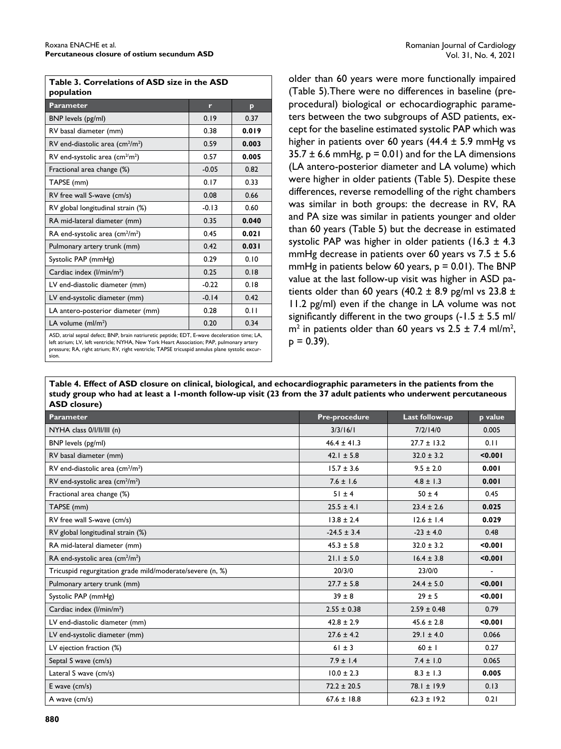**Table 3. Correlations of ASD size in the ASD population**

| Parameter | r | p |
|---|---|---|
| BNP levels (pg/ml) | 0.19 | 0.37 |
| RV basal diameter (mm) | 0.38 | **0.019** |
| RV end-diastolic area ($cm^2/m^2$) | 0.59 | **0.003** |
| RV end-systolic area ($cm^2/m^2$) | 0.57 | **0.005** |
| Fractional area change (%) | -0.05 | 0.82 |
| TAPSE (mm) | 0.17 | 0.33 |
| RV free wall S-wave (cm/s) | 0.08 | 0.66 |
| RV global longitudinal strain (%) | -0.13 | 0.60 |
| RA mid-lateral diameter (mm) | 0.35 | **0.040** |
| RA end-systolic area ($cm^2/m^2$) | 0.45 | **0.021** |
| Pulmonary artery trunk (mm) | 0.42 | **0.031** |
| Systolic PAP (mmHg) | 0.29 | 0.10 |
| Cardiac index ($l/min/m^2$) | 0.25 | 0.18 |
| LV end-diastolic diameter (mm) | -0.22 | 0.18 |
| LV end-systolic diameter (mm) | -0.14 | 0.42 |
| LA antero-posterior diameter (mm) | 0.28 | 0.11 |
| LA volume ($ml/m^2$) | 0.20 | 0.34 |

ASD, atrial septal defect; BNP, brain natriuretic peptide; EDT, E-wave deceleration time; LA, left atrium; LV, left ventricle; NYHA, New York Heart Association; PAP, pulmonary artery pressure; RA, right atrium; RV, right ventricle; TAPSE tricuspid annulus plane systolic excursion.

older than 60 years were more functionally impaired (Table 5). There were no differences in baseline (pre-procedural) biological or echocardiographic parameters between the two subgroups of ASD patients, except for the baseline estimated systolic PAP which was higher in patients over 60 years (44.4 ± 5.9 mmHg vs 35.7 ± 6.6 mmHg, $p = 0.01$) and for the LA dimensions (LA antero-posterior diameter and LA volume) which were higher in older patients (Table 5). Despite these differences, reverse remodelling of the right chambers was similar in both groups: the decrease in RV, RA and PA size was similar in patients younger and older than 60 years (Table 5) but the decrease in estimated systolic PAP was higher in older patients (16.3 ± 4.3 mmHg decrease in patients over 60 years vs 7.5 ± 5.6 mmHg in patients below 60 years, $p = 0.01$). The BNP value at the last follow-up visit was higher in ASD patients older than 60 years (40.2 ± 8.9 pg/ml vs 23.8 ± 11.2 pg/ml) even if the change in LA volume was not significantly different in the two groups (-1.5 ± 5.5 ml/$m^2$ in patients older than 60 years vs 2.5 ± 7.4 ml/$m^2$, $p = 0.39$).

**Table 4. Effect of ASD closure on clinical, biological, and echocardiographic parameters in the patients from the study group who had at least a 1-month follow-up visit (23 from the 37 adult patients who underwent percutaneous ASD closure)**

| Parameter | Pre-procedure | Last follow-up | p value |
|---|---|---|---|
| NYHA class 0/I/II/III (n) | 3/3/16/1 | 7/2/14/0 | 0.005 |
| BNP levels (pg/ml) | 46.4 ± 41.3 | 27.7 ± 13.2 | 0.11 |
| RV basal diameter (mm) | 42.1 ± 5.8 | 32.0 ± 3.2 | **<0.001** |
| RV end-diastolic area ($cm^2/m^2$) | 15.7 ± 3.6 | 9.5 ± 2.0 | **0.001** |
| RV end-systolic area ($cm^2/m^2$) | 7.6 ± 1.6 | 4.8 ± 1.3 | **0.001** |
| Fractional area change (%) | 51 ± 4 | 50 ± 4 | 0.45 |
| TAPSE (mm) | 25.5 ± 4.1 | 23.4 ± 2.6 | **0.025** |
| RV free wall S-wave (cm/s) | 13.8 ± 2.4 | 12.6 ± 1.4 | **0.029** |
| RV global longitudinal strain (%) | -24.5 ± 3.4 | -23 ± 4.0 | 0.48 |
| RA mid-lateral diameter (mm) | 45.3 ± 5.8 | 32.0 ± 3.2 | **<0.001** |
| RA end-systolic area ($cm^2/m^2$) | 21.1 ± 5.0 | 16.4 ± 3.8 | **<0.001** |
| Tricuspid regurgitation grade mild/moderate/severe (n, %) | 20/3/0 | 23/0/0 | - |
| Pulmonary artery trunk (mm) | 27.7 ± 5.8 | 24.4 ± 5.0 | **<0.001** |
| Systolic PAP (mmHg) | 39 ± 8 | 29 ± 5 | **<0.001** |
| Cardiac index ($l/min/m^2$) | 2.55 ± 0.38 | 2.59 ± 0.48 | 0.79 |
| LV end-diastolic diameter (mm) | 42.8 ± 2.9 | 45.6 ± 2.8 | **<0.001** |
| LV end-systolic diameter (mm) | 27.6 ± 4.2 | 29.1 ± 4.0 | 0.066 |
| LV ejection fraction (%) | 61 ± 3 | 60 ± 1 | 0.27 |
| Septal S wave (cm/s) | 7.9 ± 1.4 | 7.4 ± 1.0 | 0.065 |
| Lateral S wave (cm/s) | 10.0 ± 2.3 | 8.3 ± 1.3 | **0.005** |
| E wave (cm/s) | 72.2 ± 20.5 | 78.1 ± 19.9 | 0.13 |
| A wave (cm/s) | 67.6 ± 18.8 | 62.3 ± 19.2 | 0.21 |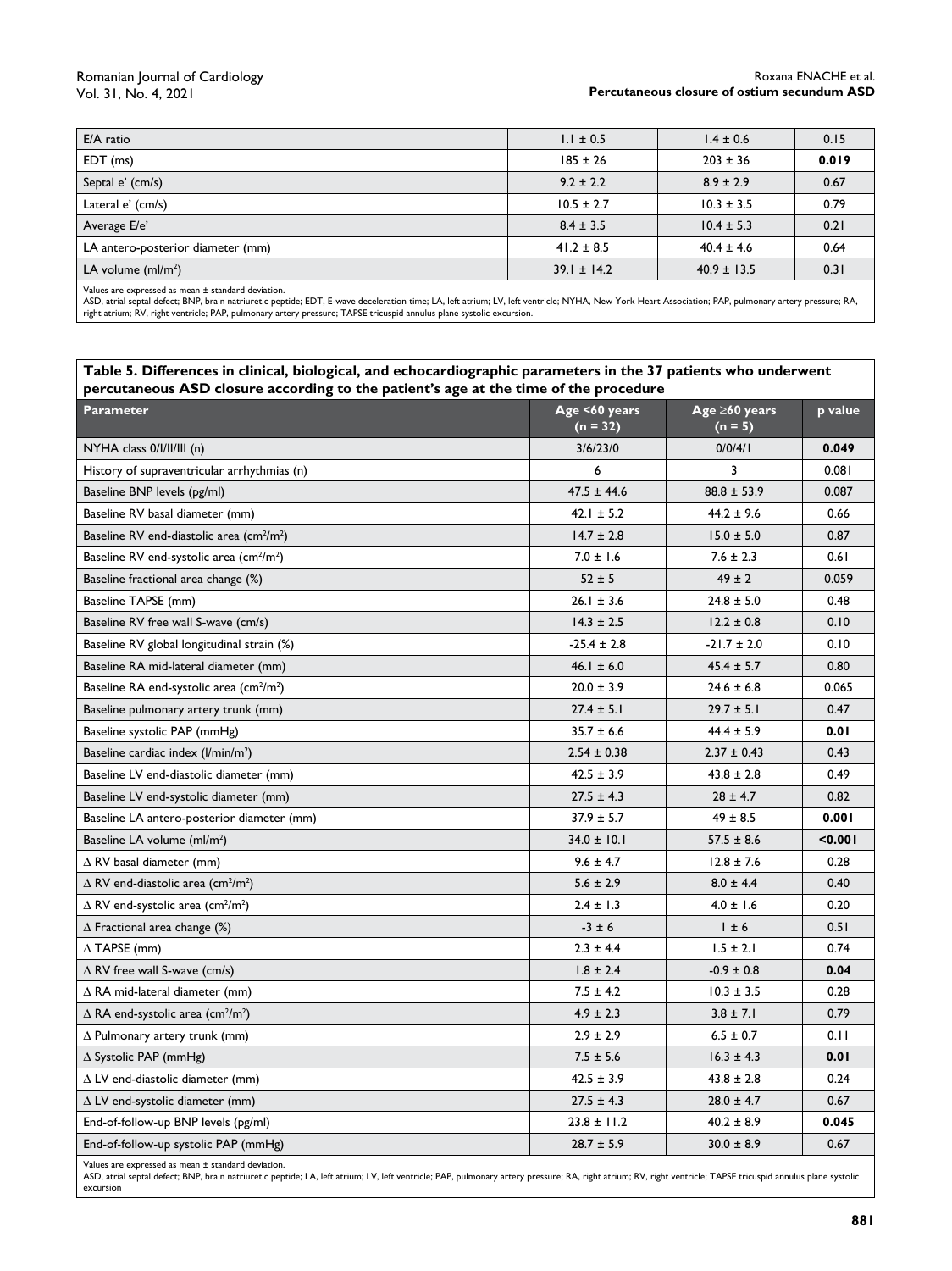| E/A ratio | 1.1 ± 0.5 | 1.4 ± 0.6 | 0.15 |
|---|---|---|---|
| EDT (ms) | 185 ± 26 | 203 ± 36 | **0.019** |
| Septal e' (cm/s) | 9.2 ± 2.2 | 8.9 ± 2.9 | 0.67 |
| Lateral e' (cm/s) | 10.5 ± 2.7 | 10.3 ± 3.5 | 0.79 |
| Average E/e' | 8.4 ± 3.5 | 10.4 ± 5.3 | 0.21 |
| LA antero-posterior diameter (mm) | 41.2 ± 8.5 | 40.4 ± 4.6 | 0.64 |
| LA volume (ml/m$^2$) | 39.1 ± 14.2 | 40.9 ± 13.5 | 0.31 |

Values are expressed as mean ± standard deviation.
ASD, atrial septal defect; BNP, brain natriuretic peptide; EDT, E-wave deceleration time; LA, left atrium; LV, left ventricle; NYHA, New York Heart Association; PAP, pulmonary artery pressure; RA, right atrium; RV, right ventricle; PAP, pulmonary artery pressure; TAPSE tricuspid annulus plane systolic excursion.

**Table 5. Differences in clinical, biological, and echocardiographic parameters in the 37 patients who underwent percutaneous ASD closure according to the patient's age at the time of the procedure**

| Parameter | Age <60 years (n = 32) | Age ≥60 years (n = 5) | p value |
|---|---|---|---|
| NYHA class 0/I/II/III (n) | 3/6/23/0 | 0/0/4/1 | **0.049** |
| History of supraventricular arrhythmias (n) | 6 | 3 | 0.081 |
| Baseline BNP levels (pg/ml) | 47.5 ± 44.6 | 88.8 ± 53.9 | 0.087 |
| Baseline RV basal diameter (mm) | 42.1 ± 5.2 | 44.2 ± 9.6 | 0.66 |
| Baseline RV end-diastolic area (cm$^2$/m$^2$) | 14.7 ± 2.8 | 15.0 ± 5.0 | 0.87 |
| Baseline RV end-systolic area (cm$^2$/m$^2$) | 7.0 ± 1.6 | 7.6 ± 2.3 | 0.61 |
| Baseline fractional area change (%) | 52 ± 5 | 49 ± 2 | 0.059 |
| Baseline TAPSE (mm) | 26.1 ± 3.6 | 24.8 ± 5.0 | 0.48 |
| Baseline RV free wall S-wave (cm/s) | 14.3 ± 2.5 | 12.2 ± 0.8 | 0.10 |
| Baseline RV global longitudinal strain (%) | -25.4 ± 2.8 | -21.7 ± 2.0 | 0.10 |
| Baseline RA mid-lateral diameter (mm) | 46.1 ± 6.0 | 45.4 ± 5.7 | 0.80 |
| Baseline RA end-systolic area (cm$^2$/m$^2$) | 20.0 ± 3.9 | 24.6 ± 6.8 | 0.065 |
| Baseline pulmonary artery trunk (mm) | 27.4 ± 5.1 | 29.7 ± 5.1 | 0.47 |
| Baseline systolic PAP (mmHg) | 35.7 ± 6.6 | 44.4 ± 5.9 | **0.01** |
| Baseline cardiac index (l/min/m$^2$) | 2.54 ± 0.38 | 2.37 ± 0.43 | 0.43 |
| Baseline LV end-diastolic diameter (mm) | 42.5 ± 3.9 | 43.8 ± 2.8 | 0.49 |
| Baseline LV end-systolic diameter (mm) | 27.5 ± 4.3 | 28 ± 4.7 | 0.82 |
| Baseline LA antero-posterior diameter (mm) | 37.9 ± 5.7 | 49 ± 8.5 | **0.001** |
| Baseline LA volume (ml/m$^2$) | 34.0 ± 10.1 | 57.5 ± 8.6 | **<0.001** |
| Δ RV basal diameter (mm) | 9.6 ± 4.7 | 12.8 ± 7.6 | 0.28 |
| Δ RV end-diastolic area (cm$^2$/m$^2$) | 5.6 ± 2.9 | 8.0 ± 4.4 | 0.40 |
| Δ RV end-systolic area (cm$^2$/m$^2$) | 2.4 ± 1.3 | 4.0 ± 1.6 | 0.20 |
| Δ Fractional area change (%) | -3 ± 6 | 1 ± 6 | 0.51 |
| Δ TAPSE (mm) | 2.3 ± 4.4 | 1.5 ± 2.1 | 0.74 |
| Δ RV free wall S-wave (cm/s) | 1.8 ± 2.4 | -0.9 ± 0.8 | **0.04** |
| Δ RA mid-lateral diameter (mm) | 7.5 ± 4.2 | 10.3 ± 3.5 | 0.28 |
| Δ RA end-systolic area (cm$^2$/m$^2$) | 4.9 ± 2.3 | 3.8 ± 7.1 | 0.79 |
| Δ Pulmonary artery trunk (mm) | 2.9 ± 2.9 | 6.5 ± 0.7 | 0.11 |
| Δ Systolic PAP (mmHg) | 7.5 ± 5.6 | 16.3 ± 4.3 | **0.01** |
| Δ LV end-diastolic diameter (mm) | 42.5 ± 3.9 | 43.8 ± 2.8 | 0.24 |
| Δ LV end-systolic diameter (mm) | 27.5 ± 4.3 | 28.0 ± 4.7 | 0.67 |
| End-of-follow-up BNP levels (pg/ml) | 23.8 ± 11.2 | 40.2 ± 8.9 | **0.045** |
| End-of-follow-up systolic PAP (mmHg) | 28.7 ± 5.9 | 30.0 ± 8.9 | 0.67 |

Values are expressed as mean ± standard deviation.
ASD, atrial septal defect; BNP, brain natriuretic peptide; LA, left atrium; LV, left ventricle; PAP, pulmonary artery pressure; RA, right atrium; RV, right ventricle; TAPSE tricuspid annulus plane systolic excursion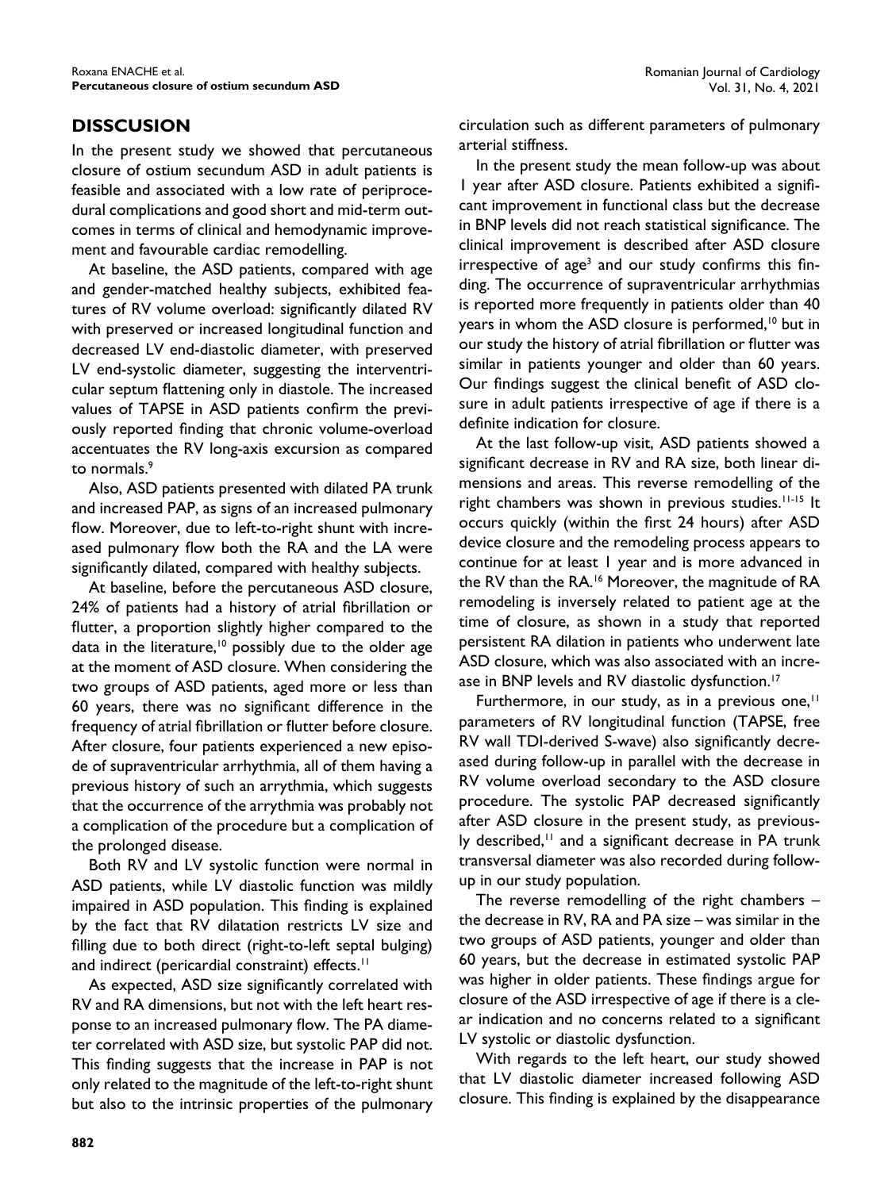## DISSCUSION

In the present study we showed that percutaneous closure of ostium secundum ASD in adult patients is feasible and associated with a low rate of periprocedural complications and good short and mid-term outcomes in terms of clinical and hemodynamic improvement and favourable cardiac remodelling.

At baseline, the ASD patients, compared with age and gender-matched healthy subjects, exhibited features of RV volume overload: significantly dilated RV with preserved or increased longitudinal function and decreased LV end-diastolic diameter, with preserved LV end-systolic diameter, suggesting the interventricular septum flattening only in diastole. The increased values of TAPSE in ASD patients confirm the previously reported finding that chronic volume-overload accentuates the RV long-axis excursion as compared to normals.[9]

Also, ASD patients presented with dilated PA trunk and increased PAP, as signs of an increased pulmonary flow. Moreover, due to left-to-right shunt with increased pulmonary flow both the RA and the LA were significantly dilated, compared with healthy subjects.

At baseline, before the percutaneous ASD closure, 24% of patients had a history of atrial fibrillation or flutter, a proportion slightly higher compared to the data in the literature,[10] possibly due to the older age at the moment of ASD closure. When considering the two groups of ASD patients, aged more or less than 60 years, there was no significant difference in the frequency of atrial fibrillation or flutter before closure. After closure, four patients experienced a new episode of supraventricular arrhythmia, all of them having a previous history of such an arrythmia, which suggests that the occurrence of the arrythmia was probably not a complication of the procedure but a complication of the prolonged disease.

Both RV and LV systolic function were normal in ASD patients, while LV diastolic function was mildly impaired in ASD population. This finding is explained by the fact that RV dilatation restricts LV size and filling due to both direct (right-to-left septal bulging) and indirect (pericardial constraint) effects.[11]

As expected, ASD size significantly correlated with RV and RA dimensions, but not with the left heart response to an increased pulmonary flow. The PA diameter correlated with ASD size, but systolic PAP did not. This finding suggests that the increase in PAP is not only related to the magnitude of the left-to-right shunt but also to the intrinsic properties of the pulmonary circulation such as different parameters of pulmonary arterial stiffness.

In the present study the mean follow-up was about 1 year after ASD closure. Patients exhibited a significant improvement in functional class but the decrease in BNP levels did not reach statistical significance. The clinical improvement is described after ASD closure irrespective of age[3] and our study confirms this finding. The occurrence of supraventricular arrhythmias is reported more frequently in patients older than 40 years in whom the ASD closure is performed,[10] but in our study the history of atrial fibrillation or flutter was similar in patients younger and older than 60 years. Our findings suggest the clinical benefit of ASD closure in adult patients irrespective of age if there is a definite indication for closure.

At the last follow-up visit, ASD patients showed a significant decrease in RV and RA size, both linear dimensions and areas. This reverse remodelling of the right chambers was shown in previous studies.[11-15] It occurs quickly (within the first 24 hours) after ASD device closure and the remodeling process appears to continue for at least 1 year and is more advanced in the RV than the RA.[16] Moreover, the magnitude of RA remodeling is inversely related to patient age at the time of closure, as shown in a study that reported persistent RA dilation in patients who underwent late ASD closure, which was also associated with an increase in BNP levels and RV diastolic dysfunction.[17]

Furthermore, in our study, as in a previous one,[11] parameters of RV longitudinal function (TAPSE, free RV wall TDI-derived S-wave) also significantly decreased during follow-up in parallel with the decrease in RV volume overload secondary to the ASD closure procedure. The systolic PAP decreased significantly after ASD closure in the present study, as previously described,[11] and a significant decrease in PA trunk transversal diameter was also recorded during follow-up in our study population.

The reverse remodelling of the right chambers – the decrease in RV, RA and PA size – was similar in the two groups of ASD patients, younger and older than 60 years, but the decrease in estimated systolic PAP was higher in older patients. These findings argue for closure of the ASD irrespective of age if there is a clear indication and no concerns related to a significant LV systolic or diastolic dysfunction.

With regards to the left heart, our study showed that LV diastolic diameter increased following ASD closure. This finding is explained by the disappearance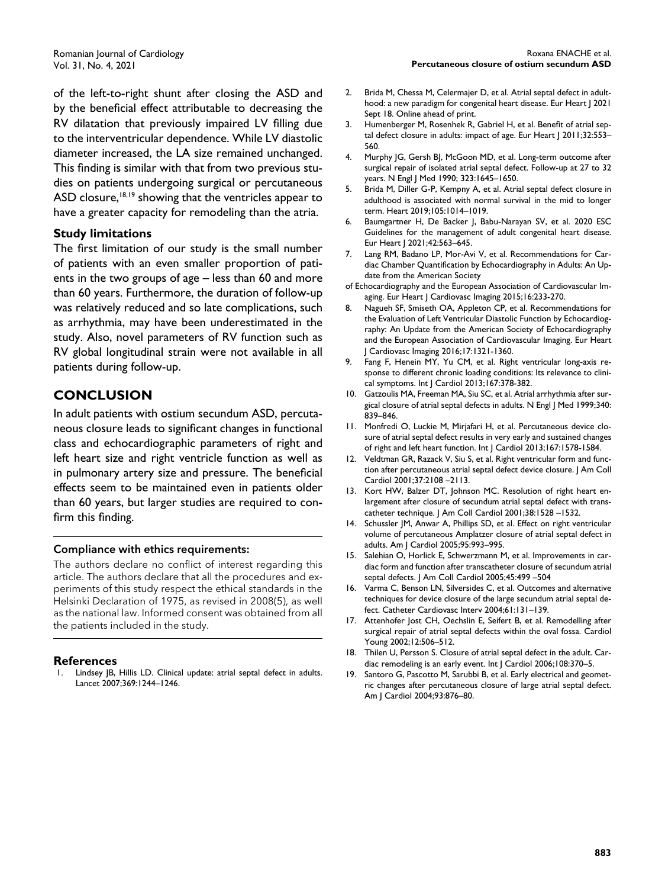of the left-to-right shunt after closing the ASD and by the beneficial effect attributable to decreasing the RV dilatation that previously impaired LV filling due to the interventricular dependence. While LV diastolic diameter increased, the LA size remained unchanged. This finding is similar with that from two previous studies on patients undergoing surgical or percutaneous ASD closure,[18,19] showing that the ventricles appear to have a greater capacity for remodeling than the atria.

### Study limitations

The first limitation of our study is the small number of patients with an even smaller proportion of patients in the two groups of age – less than 60 and more than 60 years. Furthermore, the duration of follow-up was relatively reduced and so late complications, such as arrhythmia, may have been underestimated in the study. Also, novel parameters of RV function such as RV global longitudinal strain were not available in all patients during follow-up.

## CONCLUSION

In adult patients with ostium secundum ASD, percutaneous closure leads to significant changes in functional class and echocardiographic parameters of right and left heart size and right ventricle function as well as in pulmonary artery size and pressure. The beneficial effects seem to be maintained even in patients older than 60 years, but larger studies are required to confirm this finding.

#### Compliance with ethics requirements:

The authors declare no conflict of interest regarding this article. The authors declare that all the procedures and experiments of this study respect the ethical standards in the Helsinki Declaration of 1975, as revised in 2008(5), as well as the national law. Informed consent was obtained from all the patients included in the study.

### References

1. Lindsey JB, Hillis LD. Clinical update: atrial septal defect in adults. Lancet 2007;369:1244–1246.
2. Brida M, Chessa M, Celermajer D, et al. Atrial septal defect in adulthood: a new paradigm for congenital heart disease. Eur Heart J 2021 Sept 18. Online ahead of print.
3. Humenberger M, Rosenhek R, Gabriel H, et al. Benefit of atrial septal defect closure in adults: impact of age. Eur Heart J 2011;32:553–560.
4. Murphy JG, Gersh BJ, McGoon MD, et al. Long-term outcome after surgical repair of isolated atrial septal defect. Follow-up at 27 to 32 years. N Engl J Med 1990; 323:1645–1650.
5. Brida M, Diller G-P, Kempny A, et al. Atrial septal defect closure in adulthood is associated with normal survival in the mid to longer term. Heart 2019;105:1014–1019.
6. Baumgartner H, De Backer J, Babu-Narayan SV, et al. 2020 ESC Guidelines for the management of adult congenital heart disease. Eur Heart J 2021;42:563–645.
7. Lang RM, Badano LP, Mor-Avi V, et al. Recommendations for Cardiac Chamber Quantification by Echocardiography in Adults: An Update from the American Society of Echocardiography and the European Association of Cardiovascular Imaging. Eur Heart J Cardiovasc Imaging 2015;16:233-270.
8. Nagueh SF, Smiseth OA, Appleton CP, et al. Recommendations for the Evaluation of Left Ventricular Diastolic Function by Echocardiography: An Update from the American Society of Echocardiography and the European Association of Cardiovascular Imaging. Eur Heart J Cardiovasc Imaging 2016;17:1321-1360.
9. Fang F, Henein MY, Yu CM, et al. Right ventricular long-axis response to different chronic loading conditions: Its relevance to clinical symptoms. Int J Cardiol 2013;167:378-382.
10. Gatzoulis MA, Freeman MA, Siu SC, et al. Atrial arrhythmia after surgical closure of atrial septal defects in adults. N Engl J Med 1999;340: 839–846.
11. Monfredi O, Luckie M, Mirjafari H, et al. Percutaneous device closure of atrial septal defect results in very early and sustained changes of right and left heart function. Int J Cardiol 2013;167:1578-1584.
12. Veldtman GR, Razack V, Siu S, et al. Right ventricular form and function after percutaneous atrial septal defect device closure. J Am Coll Cardiol 2001;37:2108 –2113.
13. Kort HW, Balzer DT, Johnson MC. Resolution of right heart enlargement after closure of secundum atrial septal defect with transcatheter technique. J Am Coll Cardiol 2001;38:1528 –1532.
14. Schussler JM, Anwar A, Phillips SD, et al. Effect on right ventricular volume of percutaneous Amplatzer closure of atrial septal defect in adults. Am J Cardiol 2005;95:993–995.
15. Salehian O, Horlick E, Schwerzmann M, et al. Improvements in cardiac form and function after transcatheter closure of secundum atrial septal defects. J Am Coll Cardiol 2005;45:499 –504
16. Varma C, Benson LN, Silversides C, et al. Outcomes and alternative techniques for device closure of the large secundum atrial septal defect. Catheter Cardiovasc Interv 2004;61:131–139.
17. Attenhofer Jost CH, Oechslin E, Seifert B, et al. Remodelling after surgical repair of atrial septal defects within the oval fossa. Cardiol Young 2002;12:506–512.
18. Thilen U, Persson S. Closure of atrial septal defect in the adult. Cardiac remodeling is an early event. Int J Cardiol 2006;108:370–5.
19. Santoro G, Pascotto M, Sarubbi B, et al. Early electrical and geometric changes after percutaneous closure of large atrial septal defect. Am J Cardiol 2004;93:876–80.